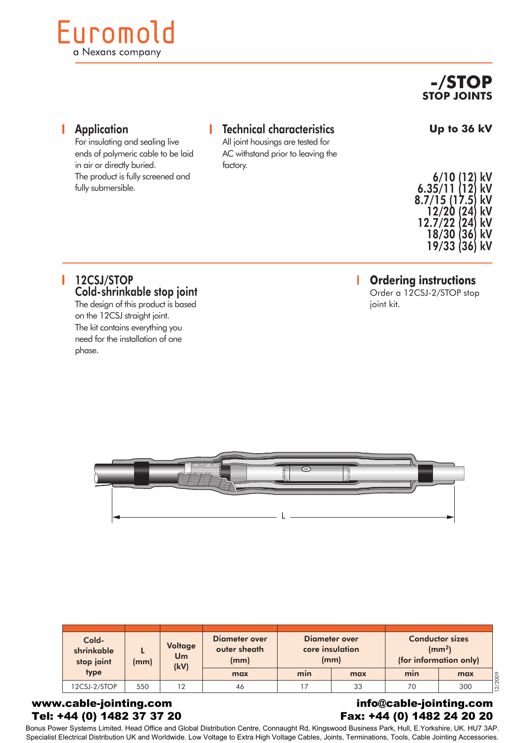Euromold
a Nexans company

# -/STOP
## STOP JOINTS

## Application

For insulating and sealing live ends of polymeric cable to be laid in air or directly buried.
The product is fully screened and fully submersible.

## Technical characteristics

All joint housings are tested for AC withstand prior to leaving the factory.

**Up to 36 kV**

**6/10 (12) kV**
**6.35/11 (12) kV**
**8.7/15 (17.5) kV**
**12/20 (24) kV**
**12.7/22 (24) kV**
**18/30 (36) kV**
**19/33 (36) kV**

## 12CSJ/STOP Cold-shrinkable stop joint

The design of this product is based on the 12CSJ straight joint.
The kit contains everything you need for the installation of one phase.

## Ordering instructions

Order a 12CSJ-2/STOP stop joint kit.

L

| Cold-shrinkable stop joint type | L (mm) | Voltage Um (kV) | Diameter over outer sheath (mm) | Diameter over core insulation (mm) | | Conductor sizes (mm²) (for information only) | |
|---|---|---|---|---|---|---|---|
| | | | max | min | max | min | max |
| 12CSJ-2/STOP | 550 | 12 | 46 | 17 | 33 | 70 | 300 |

12/2009

**www.cable-jointing.com**
**Tel: +44 (0) 1482 37 37 20**
**info@cable-jointing.com**
**Fax: +44 (0) 1482 24 20 20**

Bonus Power Systems Limited. Head Office and Global Distribution Centre, Connaught Rd, Kingswood Business Park, Hull, E.Yorkshire, UK. HU7 3AP.
Specialist Electrical Distribution UK and Worldwide. Low Voltage to Extra High Voltage Cables, Joints, Terminations, Tools, Cable Jointing Accessories.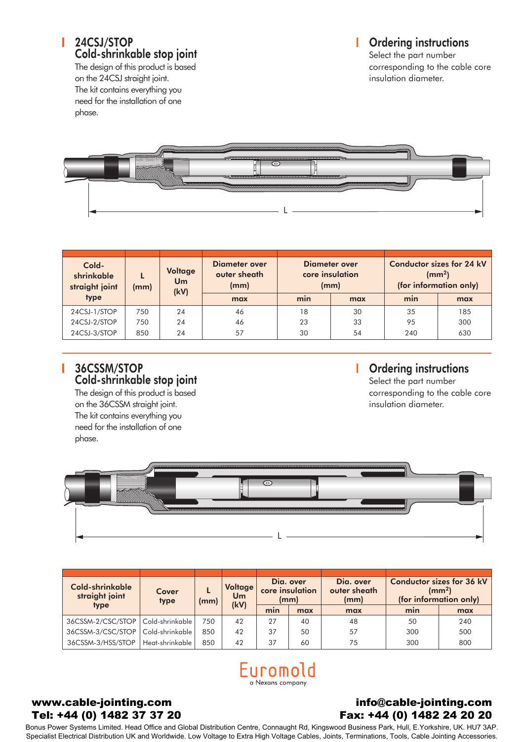## 24CSJ/STOP
## Cold-shrinkable stop joint

The design of this product is based on the 24CSJ straight joint.
The kit contains everything you need for the installation of one phase.

## Ordering instructions

Select the part number corresponding to the cable core insulation diameter.

L

| Cold-shrinkable straight joint type | L (mm) | Voltage Um (kV) | Diameter over outer sheath (mm) | Diameter over core insulation (mm) | | Conductor sizes for 24 kV ($mm^2$) (for information only) | |
|---|---|---|---|---|---|---|---|
| | | | max | min | max | min | max |
| 24CSJ-1/STOP | 750 | 24 | 46 | 18 | 30 | 35 | 185 |
| 24CSJ-2/STOP | 750 | 24 | 46 | 23 | 33 | 95 | 300 |
| 24CSJ-3/STOP | 850 | 24 | 57 | 30 | 54 | 240 | 630 |

## 36CSSM/STOP
## Cold-shrinkable stop joint

The design of this product is based on the 36CSSM straight joint.
The kit contains everything you need for the installation of one phase.

## Ordering instructions

Select the part number corresponding to the cable core insulation diameter.

L

| Cold-shrinkable straight joint type | Cover type | L (mm) | Voltage Um (kV) | Dia. over core insulation (mm) | | Dia. over outer sheath (mm) | Conductor sizes for 36 kV ($mm^2$) (for information only) | |
|---|---|---|---|---|---|---|---|---|
| | | | | min | max | max | min | max |
| 36CSSM-2/CSC/STOP | Cold-shrinkable | 750 | 42 | 27 | 40 | 48 | 50 | 240 |
| 36CSSM-3/CSC/STOP | Cold-shrinkable | 850 | 42 | 37 | 50 | 57 | 300 | 500 |
| 36CSSM-3/HSS/STOP | Heat-shrinkable | 850 | 42 | 37 | 60 | 75 | 300 | 800 |

Euromold
a Nexans company

**www.cable-jointing.com**
**Tel: +44 (0) 1482 37 37 20**

**info@cable-jointing.com**
**Fax: +44 (0) 1482 24 20 20**

Bonus Power Systems Limited. Head Office and Global Distribution Centre, Connaught Rd, Kingswood Business Park, Hull, E.Yorkshire, UK. HU7 3AP.
Specialist Electrical Distribution UK and Worldwide. Low Voltage to Extra High Voltage Cables, Joints, Terminations, Tools, Cable Jointing Accessories.